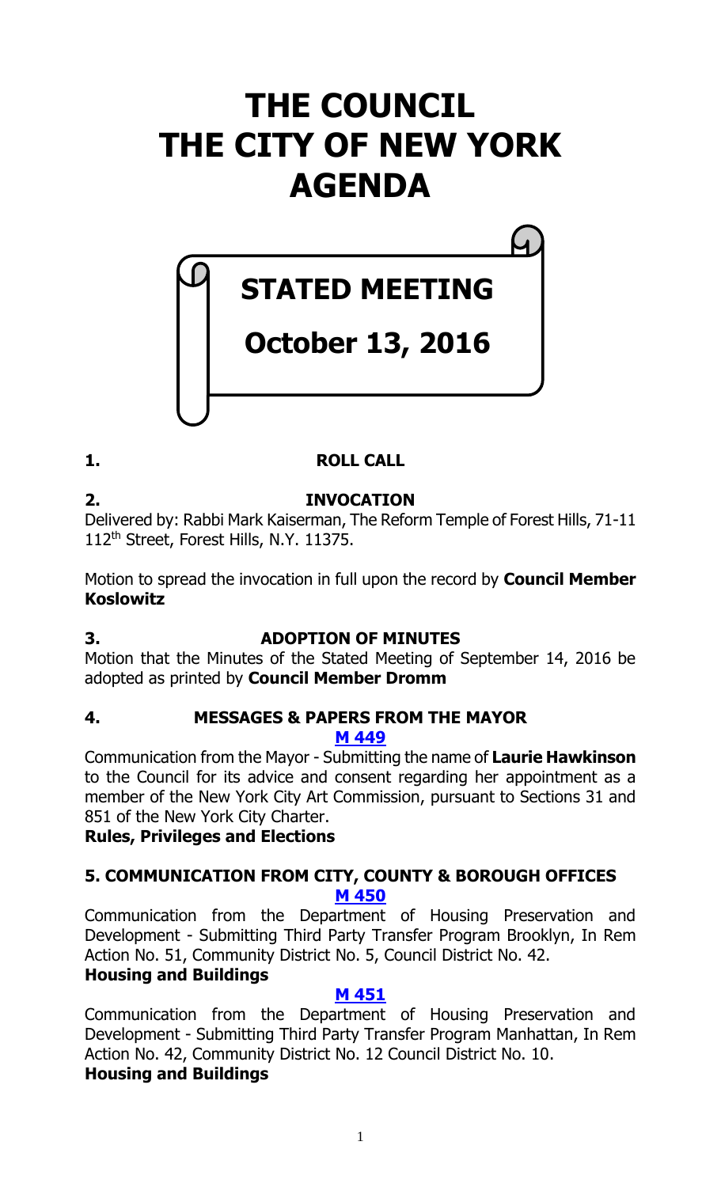# THE COUNCIL
# THE CITY OF NEW YORK
# AGENDA

## STATED MEETING

## October 13, 2016

### 1. ROLL CALL

### 2. INVOCATION

Delivered by: Rabbi Mark Kaiserman, The Reform Temple of Forest Hills, 71-11 112th Street, Forest Hills, N.Y. 11375.

Motion to spread the invocation in full upon the record by **Council Member Koslowitz**

### 3. ADOPTION OF MINUTES

Motion that the Minutes of the Stated Meeting of September 14, 2016 be adopted as printed by **Council Member Dromm**

### 4. MESSAGES & PAPERS FROM THE MAYOR

**M 449**

Communication from the Mayor - Submitting the name of **Laurie Hawkinson** to the Council for its advice and consent regarding her appointment as a member of the New York City Art Commission, pursuant to Sections 31 and 851 of the New York City Charter.

**Rules, Privileges and Elections**

### 5. COMMUNICATION FROM CITY, COUNTY & BOROUGH OFFICES

**M 450**

Communication from the Department of Housing Preservation and Development - Submitting Third Party Transfer Program Brooklyn, In Rem Action No. 51, Community District No. 5, Council District No. 42.

**Housing and Buildings**

**M 451**

Communication from the Department of Housing Preservation and Development - Submitting Third Party Transfer Program Manhattan, In Rem Action No. 42, Community District No. 12 Council District No. 10.

**Housing and Buildings**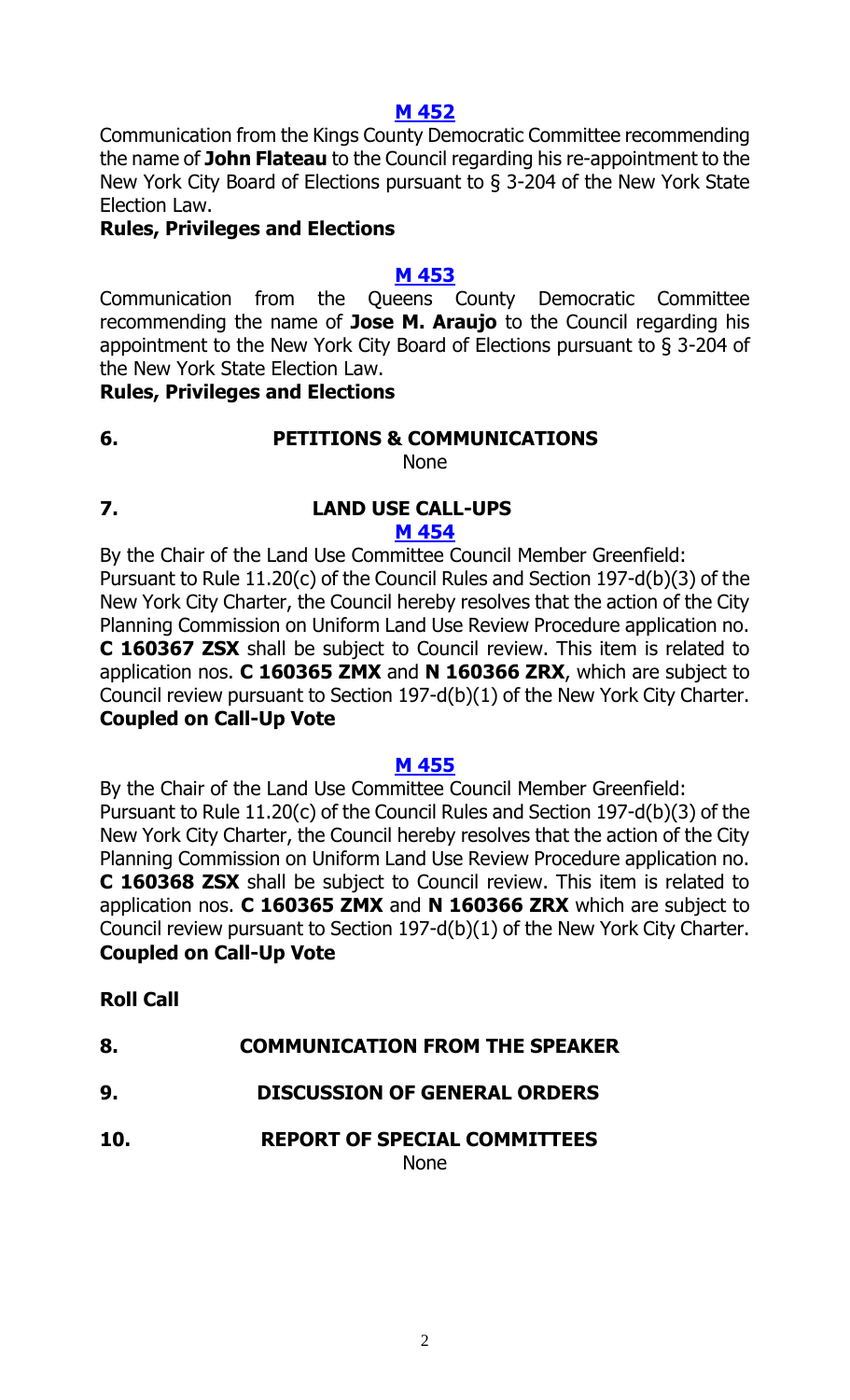**[M 452](#)**

Communication from the Kings County Democratic Committee recommending the name of **John Flateau** to the Council regarding his re-appointment to the New York City Board of Elections pursuant to § 3-204 of the New York State Election Law.

**Rules, Privileges and Elections**

**[M 453](#)**

Communication from the Queens County Democratic Committee recommending the name of **Jose M. Araujo** to the Council regarding his appointment to the New York City Board of Elections pursuant to § 3-204 of the New York State Election Law.

**Rules, Privileges and Elections**

## 6. PETITIONS & COMMUNICATIONS

None

## 7. LAND USE CALL-UPS

**[M 454](#)**

By the Chair of the Land Use Committee Council Member Greenfield:

Pursuant to Rule 11.20(c) of the Council Rules and Section 197-d(b)(3) of the New York City Charter, the Council hereby resolves that the action of the City Planning Commission on Uniform Land Use Review Procedure application no. **C 160367 ZSX** shall be subject to Council review. This item is related to application nos. **C 160365 ZMX** and **N 160366 ZRX**, which are subject to Council review pursuant to Section 197-d(b)(1) of the New York City Charter.

**Coupled on Call-Up Vote**

**[M 455](#)**

By the Chair of the Land Use Committee Council Member Greenfield:

Pursuant to Rule 11.20(c) of the Council Rules and Section 197-d(b)(3) of the New York City Charter, the Council hereby resolves that the action of the City Planning Commission on Uniform Land Use Review Procedure application no. **C 160368 ZSX** shall be subject to Council review. This item is related to application nos. **C 160365 ZMX** and **N 160366 ZRX** which are subject to Council review pursuant to Section 197-d(b)(1) of the New York City Charter.

**Coupled on Call-Up Vote**

**Roll Call**

## 8. COMMUNICATION FROM THE SPEAKER

## 9. DISCUSSION OF GENERAL ORDERS

## 10. REPORT OF SPECIAL COMMITTEES

None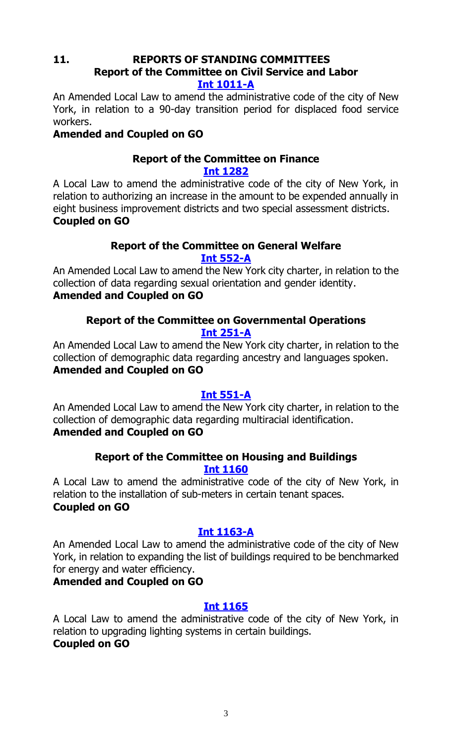## 11. REPORTS OF STANDING COMMITTEES

### Report of the Committee on Civil Service and Labor

**Int 1011-A**

An Amended Local Law to amend the administrative code of the city of New York, in relation to a 90-day transition period for displaced food service workers.

**Amended and Coupled on GO**

### Report of the Committee on Finance

**Int 1282**

A Local Law to amend the administrative code of the city of New York, in relation to authorizing an increase in the amount to be expended annually in eight business improvement districts and two special assessment districts.

**Coupled on GO**

### Report of the Committee on General Welfare

**Int 552-A**

An Amended Local Law to amend the New York city charter, in relation to the collection of data regarding sexual orientation and gender identity.

**Amended and Coupled on GO**

### Report of the Committee on Governmental Operations

**Int 251-A**

An Amended Local Law to amend the New York city charter, in relation to the collection of demographic data regarding ancestry and languages spoken.

**Amended and Coupled on GO**

**Int 551-A**

An Amended Local Law to amend the New York city charter, in relation to the collection of demographic data regarding multiracial identification.

**Amended and Coupled on GO**

### Report of the Committee on Housing and Buildings

**Int 1160**

A Local Law to amend the administrative code of the city of New York, in relation to the installation of sub-meters in certain tenant spaces.

**Coupled on GO**

**Int 1163-A**

An Amended Local Law to amend the administrative code of the city of New York, in relation to expanding the list of buildings required to be benchmarked for energy and water efficiency.

**Amended and Coupled on GO**

**Int 1165**

A Local Law to amend the administrative code of the city of New York, in relation to upgrading lighting systems in certain buildings.

**Coupled on GO**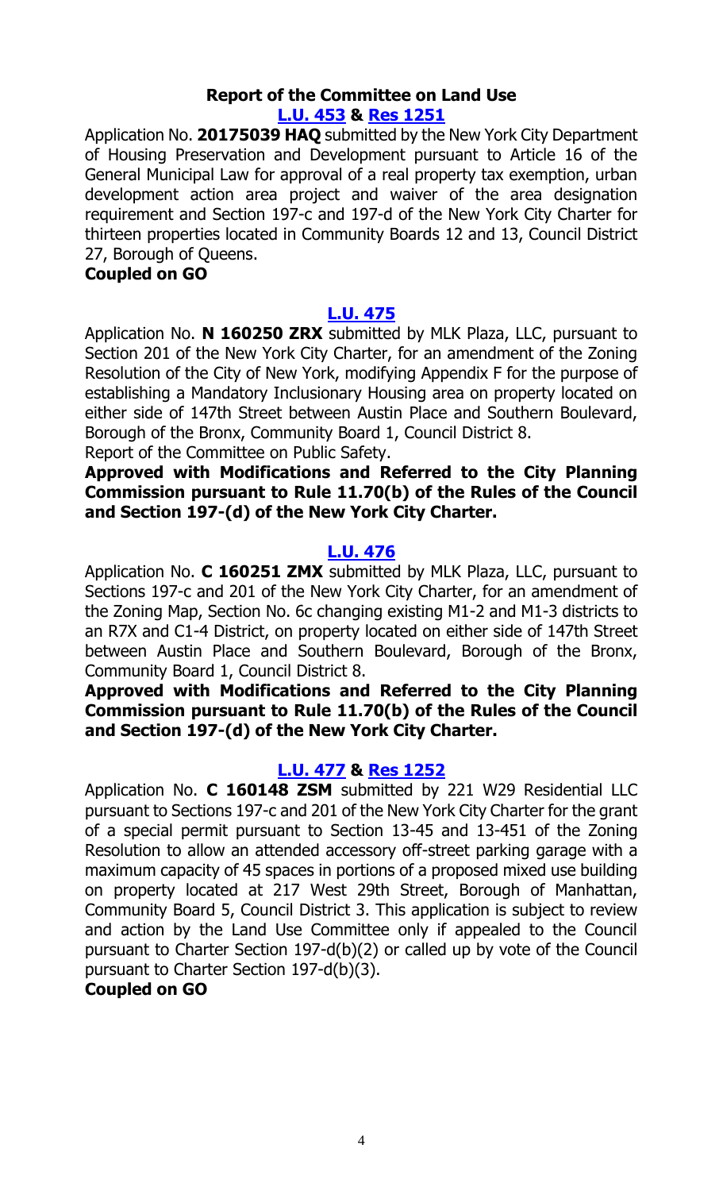### Report of the Committee on Land Use

**[L.U. 453](#) & [Res 1251](#)**

Application No. **20175039 HAQ** submitted by the New York City Department of Housing Preservation and Development pursuant to Article 16 of the General Municipal Law for approval of a real property tax exemption, urban development action area project and waiver of the area designation requirement and Section 197-c and 197-d of the New York City Charter for thirteen properties located in Community Boards 12 and 13, Council District 27, Borough of Queens.

**Coupled on GO**

**[L.U. 475](#)**

Application No. **N 160250 ZRX** submitted by MLK Plaza, LLC, pursuant to Section 201 of the New York City Charter, for an amendment of the Zoning Resolution of the City of New York, modifying Appendix F for the purpose of establishing a Mandatory Inclusionary Housing area on property located on either side of 147th Street between Austin Place and Southern Boulevard, Borough of the Bronx, Community Board 1, Council District 8.

Report of the Committee on Public Safety.

**Approved with Modifications and Referred to the City Planning Commission pursuant to Rule 11.70(b) of the Rules of the Council and Section 197-(d) of the New York City Charter.**

**[L.U. 476](#)**

Application No. **C 160251 ZMX** submitted by MLK Plaza, LLC, pursuant to Sections 197-c and 201 of the New York City Charter, for an amendment of the Zoning Map, Section No. 6c changing existing M1-2 and M1-3 districts to an R7X and C1-4 District, on property located on either side of 147th Street between Austin Place and Southern Boulevard, Borough of the Bronx, Community Board 1, Council District 8.

**Approved with Modifications and Referred to the City Planning Commission pursuant to Rule 11.70(b) of the Rules of the Council and Section 197-(d) of the New York City Charter.**

**[L.U. 477](#) & [Res 1252](#)**

Application No. **C 160148 ZSM** submitted by 221 W29 Residential LLC pursuant to Sections 197-c and 201 of the New York City Charter for the grant of a special permit pursuant to Section 13-45 and 13-451 of the Zoning Resolution to allow an attended accessory off-street parking garage with a maximum capacity of 45 spaces in portions of a proposed mixed use building on property located at 217 West 29th Street, Borough of Manhattan, Community Board 5, Council District 3. This application is subject to review and action by the Land Use Committee only if appealed to the Council pursuant to Charter Section 197-d(b)(2) or called up by vote of the Council pursuant to Charter Section 197-d(b)(3).

**Coupled on GO**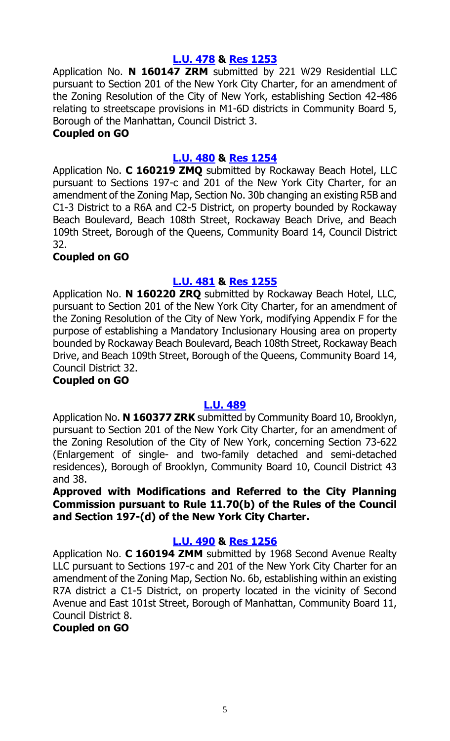**L.U. 478 & Res 1253**

Application No. **N 160147 ZRM** submitted by 221 W29 Residential LLC pursuant to Section 201 of the New York City Charter, for an amendment of the Zoning Resolution of the City of New York, establishing Section 42-486 relating to streetscape provisions in M1-6D districts in Community Board 5, Borough of the Manhattan, Council District 3.

**Coupled on GO**

**L.U. 480 & Res 1254**

Application No. **C 160219 ZMQ** submitted by Rockaway Beach Hotel, LLC pursuant to Sections 197-c and 201 of the New York City Charter, for an amendment of the Zoning Map, Section No. 30b changing an existing R5B and C1-3 District to a R6A and C2-5 District, on property bounded by Rockaway Beach Boulevard, Beach 108th Street, Rockaway Beach Drive, and Beach 109th Street, Borough of the Queens, Community Board 14, Council District 32.

**Coupled on GO**

**L.U. 481 & Res 1255**

Application No. **N 160220 ZRQ** submitted by Rockaway Beach Hotel, LLC, pursuant to Section 201 of the New York City Charter, for an amendment of the Zoning Resolution of the City of New York, modifying Appendix F for the purpose of establishing a Mandatory Inclusionary Housing area on property bounded by Rockaway Beach Boulevard, Beach 108th Street, Rockaway Beach Drive, and Beach 109th Street, Borough of the Queens, Community Board 14, Council District 32.

**Coupled on GO**

**L.U. 489**

Application No. **N 160377 ZRK** submitted by Community Board 10, Brooklyn, pursuant to Section 201 of the New York City Charter, for an amendment of the Zoning Resolution of the City of New York, concerning Section 73-622 (Enlargement of single- and two-family detached and semi-detached residences), Borough of Brooklyn, Community Board 10, Council District 43 and 38.

**Approved with Modifications and Referred to the City Planning Commission pursuant to Rule 11.70(b) of the Rules of the Council and Section 197-(d) of the New York City Charter.**

**L.U. 490 & Res 1256**

Application No. **C 160194 ZMM** submitted by 1968 Second Avenue Realty LLC pursuant to Sections 197-c and 201 of the New York City Charter for an amendment of the Zoning Map, Section No. 6b, establishing within an existing R7A district a C1-5 District, on property located in the vicinity of Second Avenue and East 101st Street, Borough of Manhattan, Community Board 11, Council District 8.

**Coupled on GO**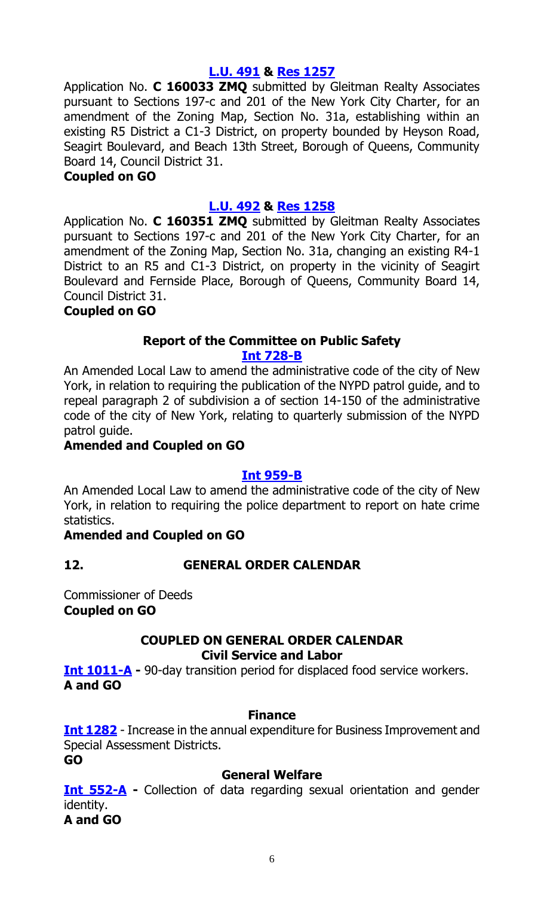**[L.U. 491](#) & [Res 1257](#)**

Application No. **C 160033 ZMQ** submitted by Gleitman Realty Associates pursuant to Sections 197-c and 201 of the New York City Charter, for an amendment of the Zoning Map, Section No. 31a, establishing within an existing R5 District a C1-3 District, on property bounded by Heyson Road, Seagirt Boulevard, and Beach 13th Street, Borough of Queens, Community Board 14, Council District 31.

**Coupled on GO**

**[L.U. 492](#) & [Res 1258](#)**

Application No. **C 160351 ZMQ** submitted by Gleitman Realty Associates pursuant to Sections 197-c and 201 of the New York City Charter, for an amendment of the Zoning Map, Section No. 31a, changing an existing R4-1 District to an R5 and C1-3 District, on property in the vicinity of Seagirt Boulevard and Fernside Place, Borough of Queens, Community Board 14, Council District 31.

**Coupled on GO**

### Report of the Committee on Public Safety

**[Int 728-B](#)**

An Amended Local Law to amend the administrative code of the city of New York, in relation to requiring the publication of the NYPD patrol guide, and to repeal paragraph 2 of subdivision a of section 14-150 of the administrative code of the city of New York, relating to quarterly submission of the NYPD patrol guide.

**Amended and Coupled on GO**

**[Int 959-B](#)**

An Amended Local Law to amend the administrative code of the city of New York, in relation to requiring the police department to report on hate crime statistics.

**Amended and Coupled on GO**

## 12. GENERAL ORDER CALENDAR

Commissioner of Deeds
**Coupled on GO**

### COUPLED ON GENERAL ORDER CALENDAR

**Civil Service and Labor**

**[Int 1011-A](#) -** 90-day transition period for displaced food service workers.
**A and GO**

**Finance**

**[Int 1282](#)** - Increase in the annual expenditure for Business Improvement and Special Assessment Districts.
**GO**

**General Welfare**

**[Int 552-A](#) -** Collection of data regarding sexual orientation and gender identity.
**A and GO**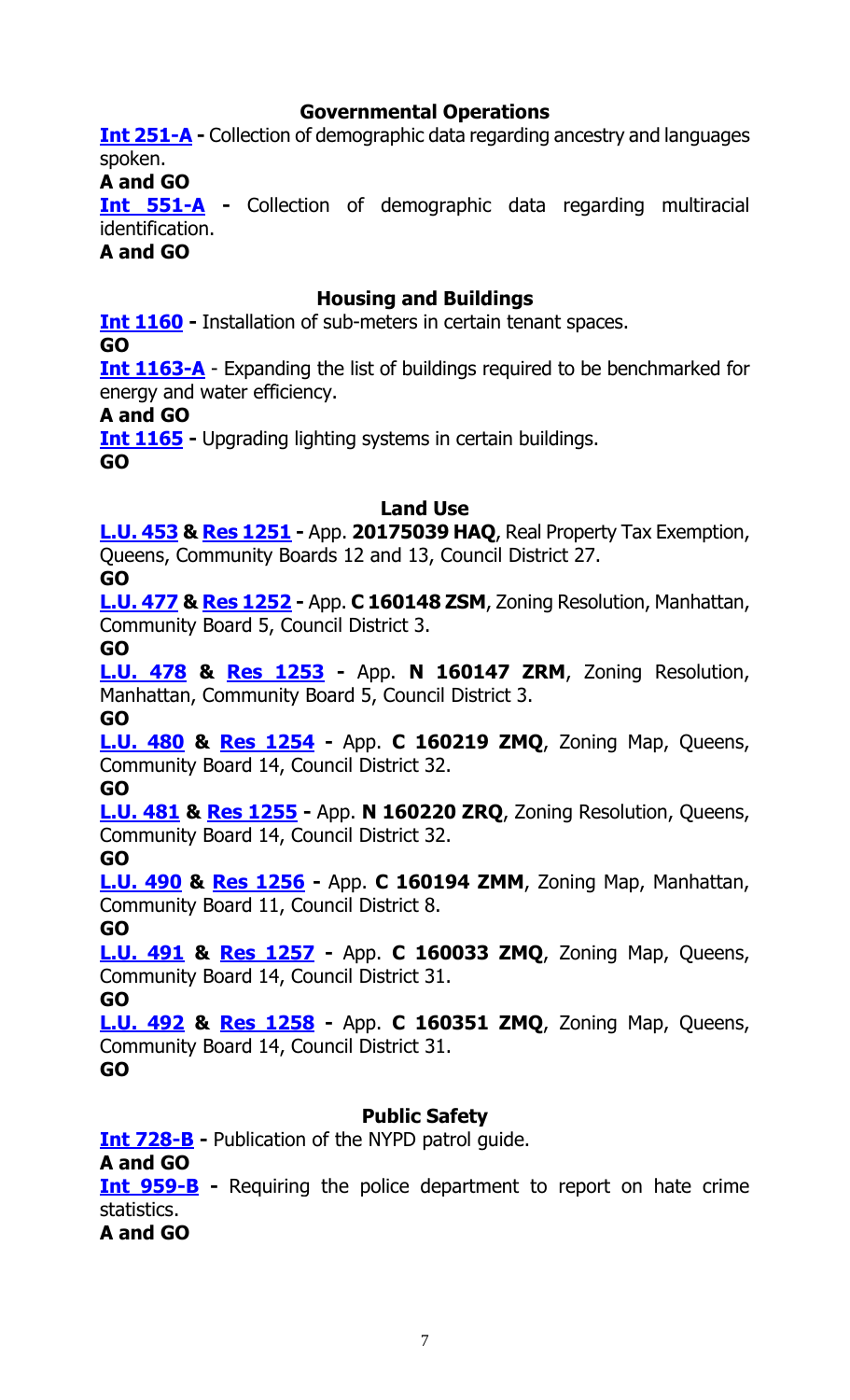### Governmental Operations

**Int 251-A -** Collection of demographic data regarding ancestry and languages spoken.
**A and GO**

**Int 551-A -** Collection of demographic data regarding multiracial identification.
**A and GO**

### Housing and Buildings

**Int 1160 -** Installation of sub-meters in certain tenant spaces.
**GO**

**Int 1163-A** - Expanding the list of buildings required to be benchmarked for energy and water efficiency.
**A and GO**

**Int 1165 -** Upgrading lighting systems in certain buildings.
**GO**

### Land Use

**L.U. 453 & Res 1251 -** App. **20175039 HAQ**, Real Property Tax Exemption, Queens, Community Boards 12 and 13, Council District 27.
**GO**

**L.U. 477 & Res 1252 -** App. **C 160148 ZSM**, Zoning Resolution, Manhattan, Community Board 5, Council District 3.
**GO**

**L.U. 478 & Res 1253 -** App. **N 160147 ZRM**, Zoning Resolution, Manhattan, Community Board 5, Council District 3.
**GO**

**L.U. 480 & Res 1254 -** App. **C 160219 ZMQ**, Zoning Map, Queens, Community Board 14, Council District 32.
**GO**

**L.U. 481 & Res 1255 -** App. **N 160220 ZRQ**, Zoning Resolution, Queens, Community Board 14, Council District 32.
**GO**

**L.U. 490 & Res 1256 -** App. **C 160194 ZMM**, Zoning Map, Manhattan, Community Board 11, Council District 8.
**GO**

**L.U. 491 & Res 1257 -** App. **C 160033 ZMQ**, Zoning Map, Queens, Community Board 14, Council District 31.
**GO**

**L.U. 492 & Res 1258 -** App. **C 160351 ZMQ**, Zoning Map, Queens, Community Board 14, Council District 31.
**GO**

### Public Safety

**Int 728-B -** Publication of the NYPD patrol guide.
**A and GO**

**Int 959-B -** Requiring the police department to report on hate crime statistics.
**A and GO**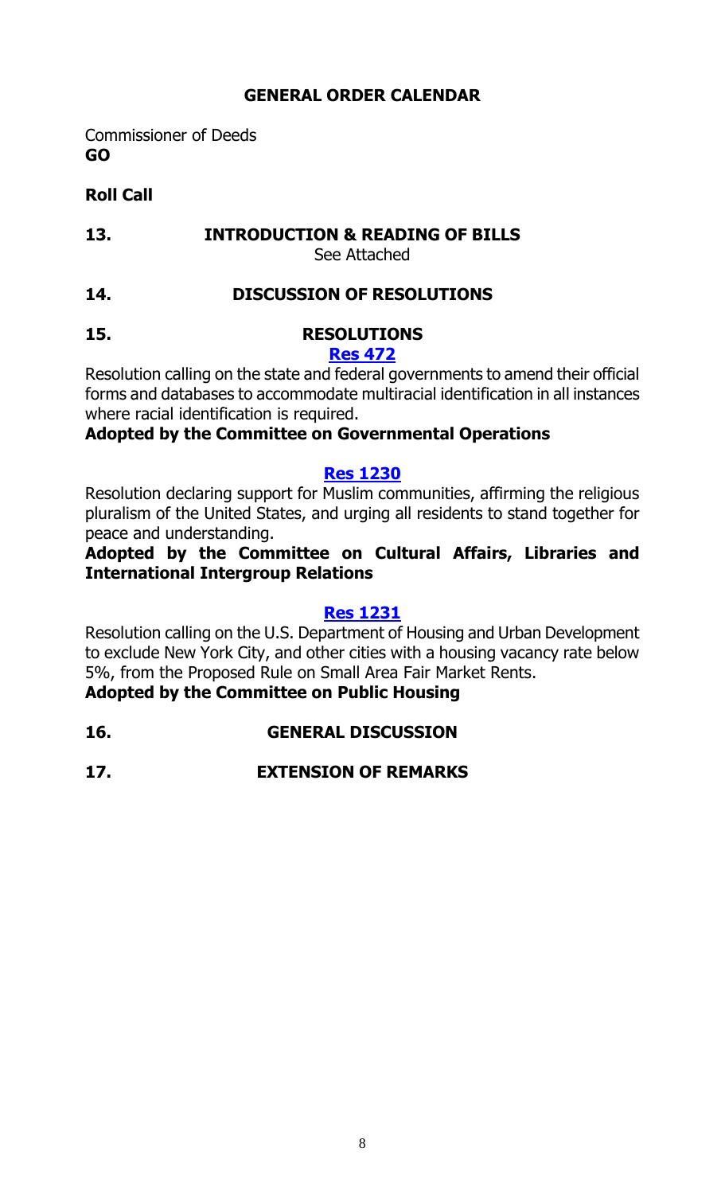## GENERAL ORDER CALENDAR

Commissioner of Deeds
**GO**

**Roll Call**

## 13. INTRODUCTION & READING OF BILLS

See Attached

## 14. DISCUSSION OF RESOLUTIONS

## 15. RESOLUTIONS

**Res 472**

Resolution calling on the state and federal governments to amend their official forms and databases to accommodate multiracial identification in all instances where racial identification is required.

**Adopted by the Committee on Governmental Operations**

**Res 1230**

Resolution declaring support for Muslim communities, affirming the religious pluralism of the United States, and urging all residents to stand together for peace and understanding.

**Adopted by the Committee on Cultural Affairs, Libraries and International Intergroup Relations**

**Res 1231**

Resolution calling on the U.S. Department of Housing and Urban Development to exclude New York City, and other cities with a housing vacancy rate below 5%, from the Proposed Rule on Small Area Fair Market Rents.

**Adopted by the Committee on Public Housing**

## 16. GENERAL DISCUSSION

## 17. EXTENSION OF REMARKS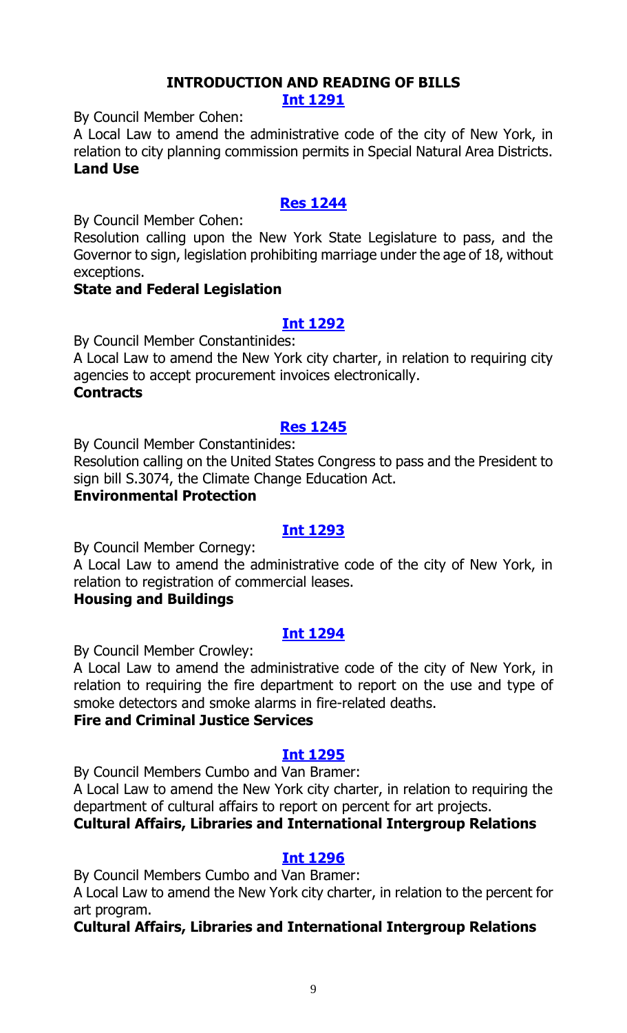## INTRODUCTION AND READING OF BILLS

### [Int 1291]

By Council Member Cohen:

A Local Law to amend the administrative code of the city of New York, in relation to city planning commission permits in Special Natural Area Districts.

**Land Use**

### [Res 1244]

By Council Member Cohen:

Resolution calling upon the New York State Legislature to pass, and the Governor to sign, legislation prohibiting marriage under the age of 18, without exceptions.

**State and Federal Legislation**

### [Int 1292]

By Council Member Constantinides:

A Local Law to amend the New York city charter, in relation to requiring city agencies to accept procurement invoices electronically.

**Contracts**

### [Res 1245]

By Council Member Constantinides:

Resolution calling on the United States Congress to pass and the President to sign bill S.3074, the Climate Change Education Act.

**Environmental Protection**

### [Int 1293]

By Council Member Cornegy:

A Local Law to amend the administrative code of the city of New York, in relation to registration of commercial leases.

**Housing and Buildings**

### [Int 1294]

By Council Member Crowley:

A Local Law to amend the administrative code of the city of New York, in relation to requiring the fire department to report on the use and type of smoke detectors and smoke alarms in fire-related deaths.

**Fire and Criminal Justice Services**

### [Int 1295]

By Council Members Cumbo and Van Bramer:

A Local Law to amend the New York city charter, in relation to requiring the department of cultural affairs to report on percent for art projects.

**Cultural Affairs, Libraries and International Intergroup Relations**

### [Int 1296]

By Council Members Cumbo and Van Bramer:

A Local Law to amend the New York city charter, in relation to the percent for art program.

**Cultural Affairs, Libraries and International Intergroup Relations**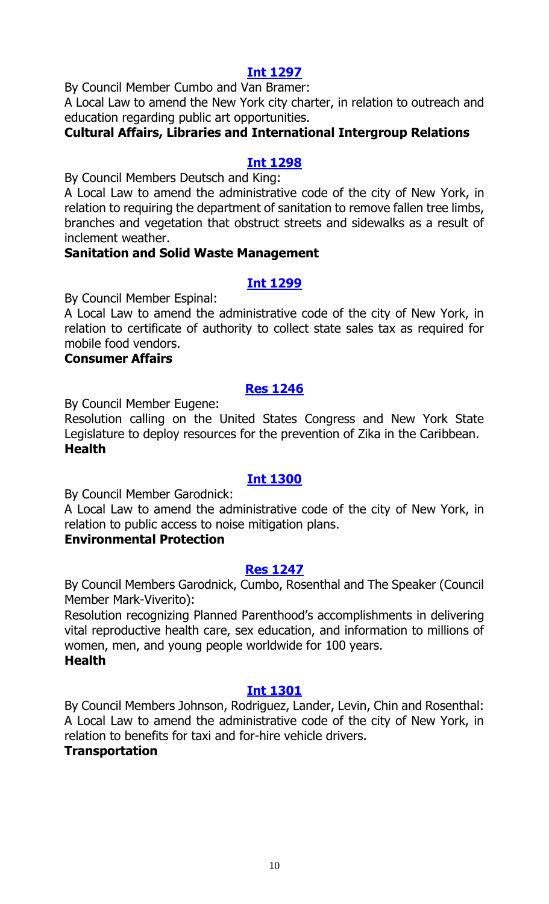## [Int 1297]

By Council Member Cumbo and Van Bramer:

A Local Law to amend the New York city charter, in relation to outreach and education regarding public art opportunities.

**Cultural Affairs, Libraries and International Intergroup Relations**

## [Int 1298]

By Council Members Deutsch and King:

A Local Law to amend the administrative code of the city of New York, in relation to requiring the department of sanitation to remove fallen tree limbs, branches and vegetation that obstruct streets and sidewalks as a result of inclement weather.

**Sanitation and Solid Waste Management**

## [Int 1299]

By Council Member Espinal:

A Local Law to amend the administrative code of the city of New York, in relation to certificate of authority to collect state sales tax as required for mobile food vendors.

**Consumer Affairs**

## [Res 1246]

By Council Member Eugene:

Resolution calling on the United States Congress and New York State Legislature to deploy resources for the prevention of Zika in the Caribbean.

**Health**

## [Int 1300]

By Council Member Garodnick:

A Local Law to amend the administrative code of the city of New York, in relation to public access to noise mitigation plans.

**Environmental Protection**

## [Res 1247]

By Council Members Garodnick, Cumbo, Rosenthal and The Speaker (Council Member Mark-Viverito):

Resolution recognizing Planned Parenthood's accomplishments in delivering vital reproductive health care, sex education, and information to millions of women, men, and young people worldwide for 100 years.

**Health**

## [Int 1301]

By Council Members Johnson, Rodriguez, Lander, Levin, Chin and Rosenthal:

A Local Law to amend the administrative code of the city of New York, in relation to benefits for taxi and for-hire vehicle drivers.

**Transportation**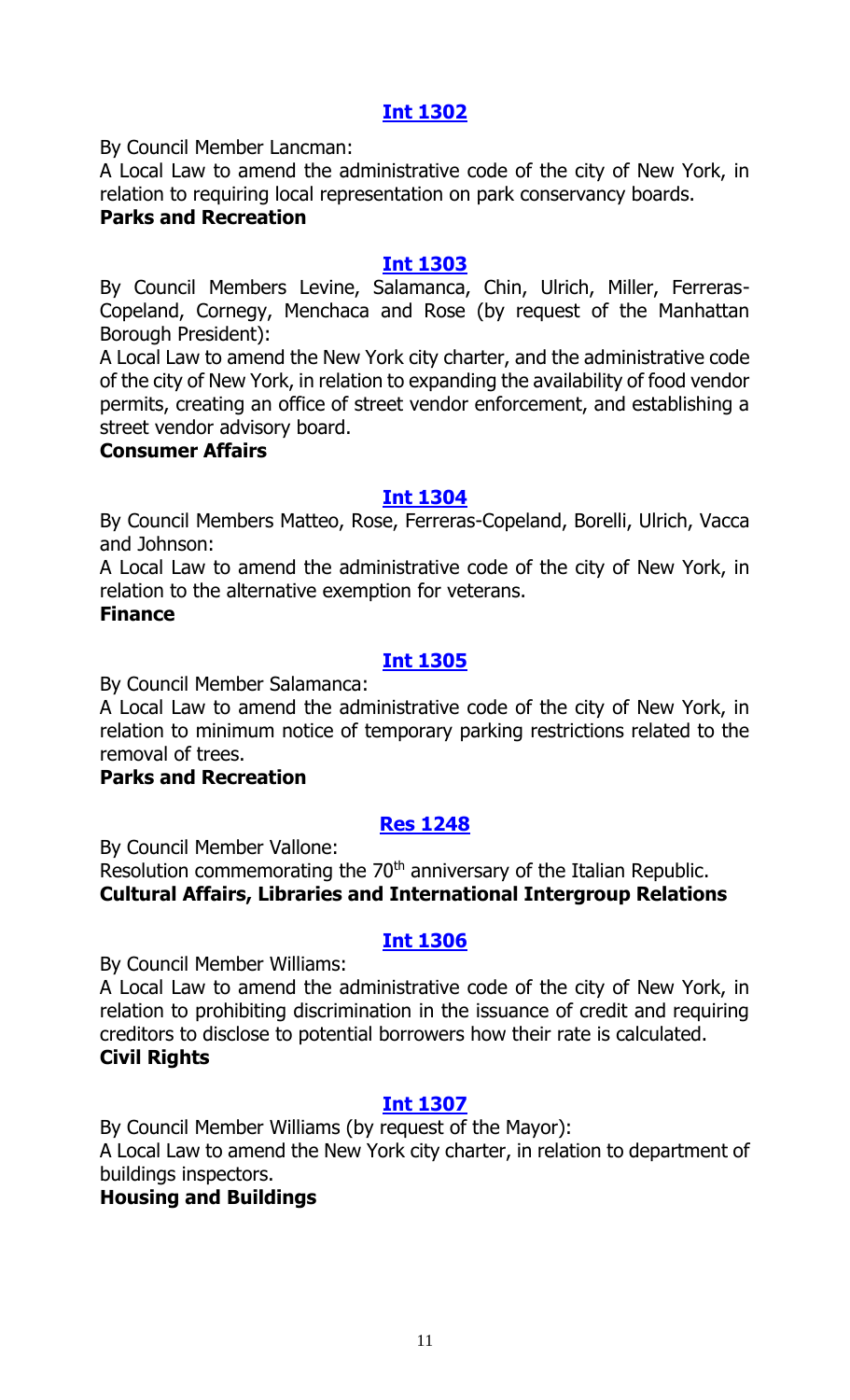## [Int 1302](#)

By Council Member Lancman:

A Local Law to amend the administrative code of the city of New York, in relation to requiring local representation on park conservancy boards.

**Parks and Recreation**

## [Int 1303](#)

By Council Members Levine, Salamanca, Chin, Ulrich, Miller, Ferreras-Copeland, Cornegy, Menchaca and Rose (by request of the Manhattan Borough President):

A Local Law to amend the New York city charter, and the administrative code of the city of New York, in relation to expanding the availability of food vendor permits, creating an office of street vendor enforcement, and establishing a street vendor advisory board.

**Consumer Affairs**

## [Int 1304](#)

By Council Members Matteo, Rose, Ferreras-Copeland, Borelli, Ulrich, Vacca and Johnson:

A Local Law to amend the administrative code of the city of New York, in relation to the alternative exemption for veterans.

**Finance**

## [Int 1305](#)

By Council Member Salamanca:

A Local Law to amend the administrative code of the city of New York, in relation to minimum notice of temporary parking restrictions related to the removal of trees.

**Parks and Recreation**

## [Res 1248](#)

By Council Member Vallone:

Resolution commemorating the 70th anniversary of the Italian Republic.

**Cultural Affairs, Libraries and International Intergroup Relations**

## [Int 1306](#)

By Council Member Williams:

A Local Law to amend the administrative code of the city of New York, in relation to prohibiting discrimination in the issuance of credit and requiring creditors to disclose to potential borrowers how their rate is calculated.

**Civil Rights**

## [Int 1307](#)

By Council Member Williams (by request of the Mayor):

A Local Law to amend the New York city charter, in relation to department of buildings inspectors.

**Housing and Buildings**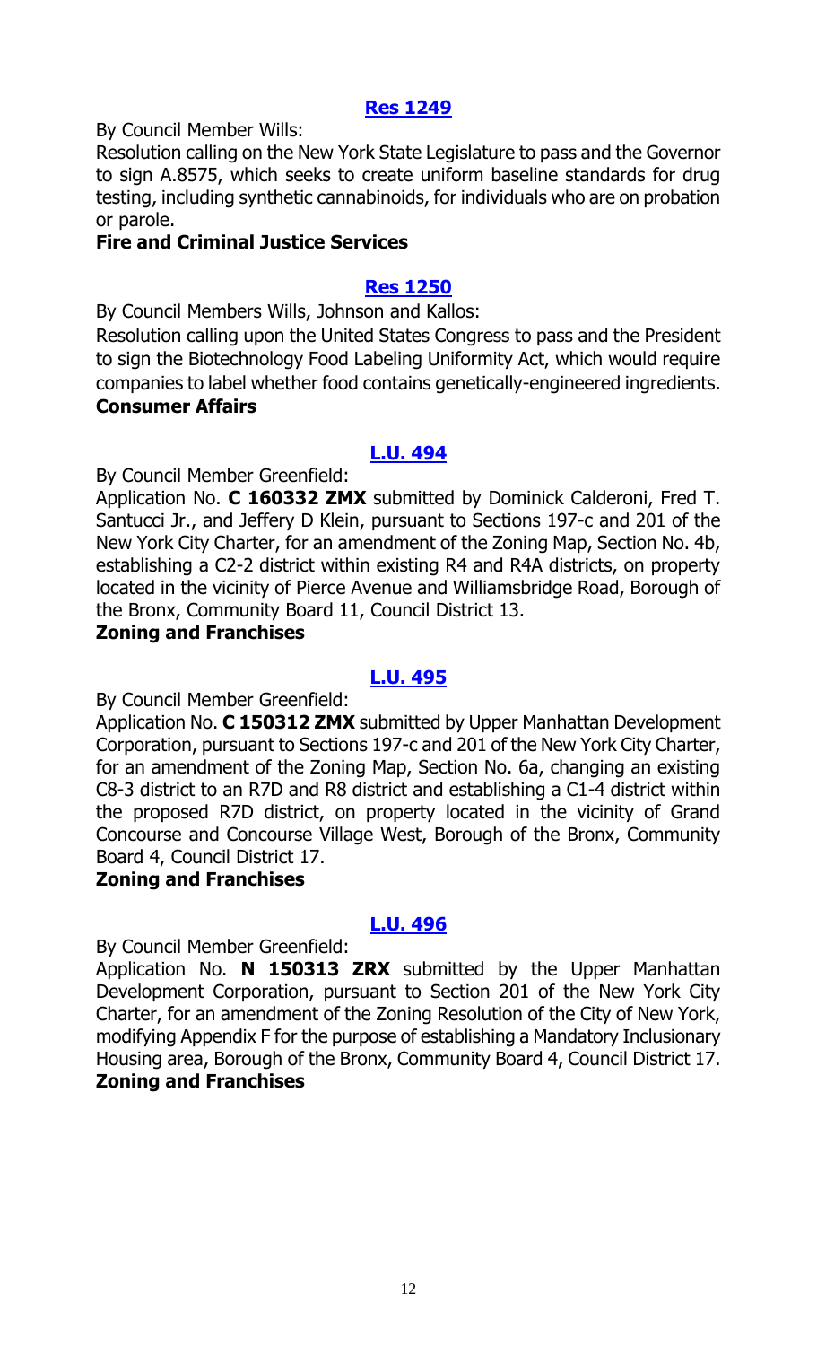## [Res 1249](#)

By Council Member Wills:

Resolution calling on the New York State Legislature to pass and the Governor to sign A.8575, which seeks to create uniform baseline standards for drug testing, including synthetic cannabinoids, for individuals who are on probation or parole.

**Fire and Criminal Justice Services**

## [Res 1250](#)

By Council Members Wills, Johnson and Kallos:

Resolution calling upon the United States Congress to pass and the President to sign the Biotechnology Food Labeling Uniformity Act, which would require companies to label whether food contains genetically-engineered ingredients.

**Consumer Affairs**

## [L.U. 494](#)

By Council Member Greenfield:

Application No. **C 160332 ZMX** submitted by Dominick Calderoni, Fred T. Santucci Jr., and Jeffery D Klein, pursuant to Sections 197-c and 201 of the New York City Charter, for an amendment of the Zoning Map, Section No. 4b, establishing a C2-2 district within existing R4 and R4A districts, on property located in the vicinity of Pierce Avenue and Williamsbridge Road, Borough of the Bronx, Community Board 11, Council District 13.

**Zoning and Franchises**

## [L.U. 495](#)

By Council Member Greenfield:

Application No. **C 150312 ZMX** submitted by Upper Manhattan Development Corporation, pursuant to Sections 197-c and 201 of the New York City Charter, for an amendment of the Zoning Map, Section No. 6a, changing an existing C8-3 district to an R7D and R8 district and establishing a C1-4 district within the proposed R7D district, on property located in the vicinity of Grand Concourse and Concourse Village West, Borough of the Bronx, Community Board 4, Council District 17.

**Zoning and Franchises**

## [L.U. 496](#)

By Council Member Greenfield:

Application No. **N 150313 ZRX** submitted by the Upper Manhattan Development Corporation, pursuant to Section 201 of the New York City Charter, for an amendment of the Zoning Resolution of the City of New York, modifying Appendix F for the purpose of establishing a Mandatory Inclusionary Housing area, Borough of the Bronx, Community Board 4, Council District 17.

**Zoning and Franchises**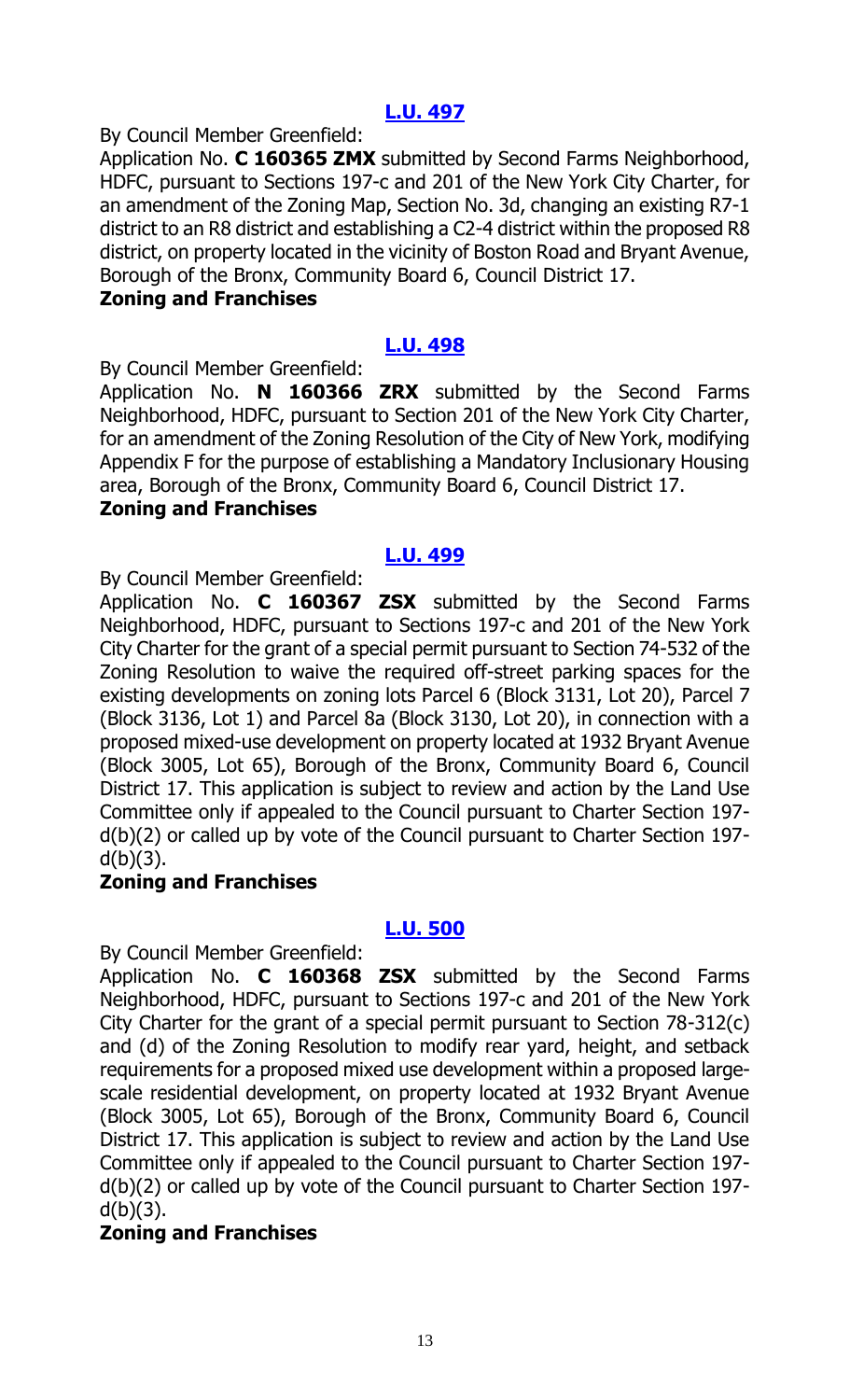## [L.U. 497](#)

By Council Member Greenfield:

Application No. **C 160365 ZMX** submitted by Second Farms Neighborhood, HDFC, pursuant to Sections 197-c and 201 of the New York City Charter, for an amendment of the Zoning Map, Section No. 3d, changing an existing R7-1 district to an R8 district and establishing a C2-4 district within the proposed R8 district, on property located in the vicinity of Boston Road and Bryant Avenue, Borough of the Bronx, Community Board 6, Council District 17.

**Zoning and Franchises**

## [L.U. 498](#)

By Council Member Greenfield:

Application No. **N 160366 ZRX** submitted by the Second Farms Neighborhood, HDFC, pursuant to Section 201 of the New York City Charter, for an amendment of the Zoning Resolution of the City of New York, modifying Appendix F for the purpose of establishing a Mandatory Inclusionary Housing area, Borough of the Bronx, Community Board 6, Council District 17.

**Zoning and Franchises**

## [L.U. 499](#)

By Council Member Greenfield:

Application No. **C 160367 ZSX** submitted by the Second Farms Neighborhood, HDFC, pursuant to Sections 197-c and 201 of the New York City Charter for the grant of a special permit pursuant to Section 74-532 of the Zoning Resolution to waive the required off-street parking spaces for the existing developments on zoning lots Parcel 6 (Block 3131, Lot 20), Parcel 7 (Block 3136, Lot 1) and Parcel 8a (Block 3130, Lot 20), in connection with a proposed mixed-use development on property located at 1932 Bryant Avenue (Block 3005, Lot 65), Borough of the Bronx, Community Board 6, Council District 17. This application is subject to review and action by the Land Use Committee only if appealed to the Council pursuant to Charter Section 197-d(b)(2) or called up by vote of the Council pursuant to Charter Section 197-d(b)(3).

**Zoning and Franchises**

## [L.U. 500](#)

By Council Member Greenfield:

Application No. **C 160368 ZSX** submitted by the Second Farms Neighborhood, HDFC, pursuant to Sections 197-c and 201 of the New York City Charter for the grant of a special permit pursuant to Section 78-312(c) and (d) of the Zoning Resolution to modify rear yard, height, and setback requirements for a proposed mixed use development within a proposed large-scale residential development, on property located at 1932 Bryant Avenue (Block 3005, Lot 65), Borough of the Bronx, Community Board 6, Council District 17. This application is subject to review and action by the Land Use Committee only if appealed to the Council pursuant to Charter Section 197-d(b)(2) or called up by vote of the Council pursuant to Charter Section 197-d(b)(3).

**Zoning and Franchises**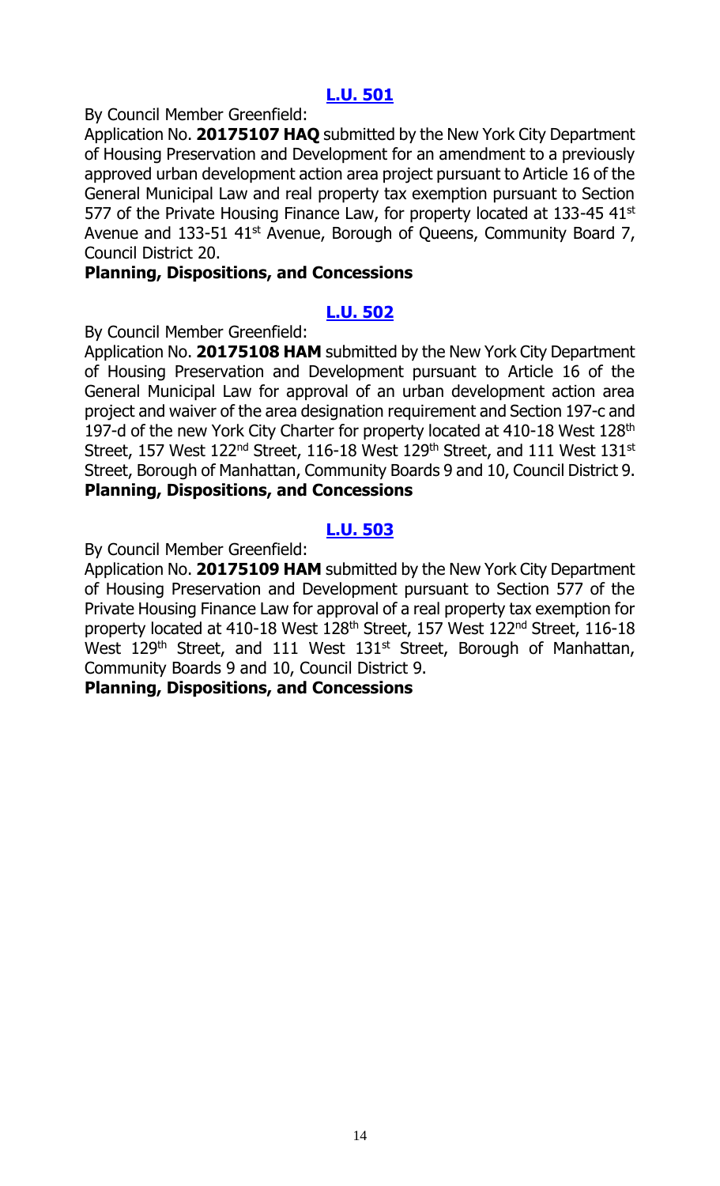## [L.U. 501]

By Council Member Greenfield:

Application No. **20175107 HAQ** submitted by the New York City Department of Housing Preservation and Development for an amendment to a previously approved urban development action area project pursuant to Article 16 of the General Municipal Law and real property tax exemption pursuant to Section 577 of the Private Housing Finance Law, for property located at 133-45 41st Avenue and 133-51 41st Avenue, Borough of Queens, Community Board 7, Council District 20.

**Planning, Dispositions, and Concessions**

## [L.U. 502]

By Council Member Greenfield:

Application No. **20175108 HAM** submitted by the New York City Department of Housing Preservation and Development pursuant to Article 16 of the General Municipal Law for approval of an urban development action area project and waiver of the area designation requirement and Section 197-c and 197-d of the new York City Charter for property located at 410-18 West 128th Street, 157 West 122nd Street, 116-18 West 129th Street, and 111 West 131st Street, Borough of Manhattan, Community Boards 9 and 10, Council District 9.

**Planning, Dispositions, and Concessions**

## [L.U. 503]

By Council Member Greenfield:

Application No. **20175109 HAM** submitted by the New York City Department of Housing Preservation and Development pursuant to Section 577 of the Private Housing Finance Law for approval of a real property tax exemption for property located at 410-18 West 128th Street, 157 West 122nd Street, 116-18 West 129th Street, and 111 West 131st Street, Borough of Manhattan, Community Boards 9 and 10, Council District 9.

**Planning, Dispositions, and Concessions**